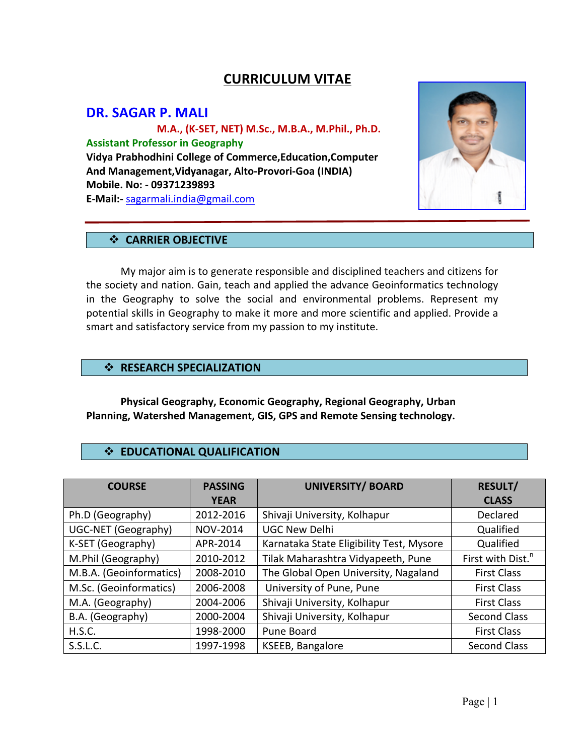# CURRICULUM VITAE

## DR. SAGAR P. MALI

**M.A., (K-SET, NET) M.Sc., M.B.A., M.Phil., Ph.D.**

**Assistant Professor in Geography**

**Vidya Prabhodhini College of Commerce,Education,Computer And Management,Vidyanagar, Alto-Provori-Goa (INDIA)**

**Mobile. No: - 09371239893**

**E-Mail:-** sagarmali.india@gmail.com

---

### ❖ CARRIER OBJECTIVE

My major aim is to generate responsible and disciplined teachers and citizens for the society and nation. Gain, teach and applied the advance Geoinformatics technology in the Geography to solve the social and environmental problems. Represent my potential skills in Geography to make it more and more scientific and applied. Provide a smart and satisfactory service from my passion to my institute.

### ❖ RESEARCH SPECIALIZATION

**Physical Geography, Economic Geography, Regional Geography, Urban Planning, Watershed Management, GIS, GPS and Remote Sensing technology.**

### ❖ EDUCATIONAL QUALIFICATION

| COURSE | PASSING YEAR | UNIVERSITY/ BOARD | RESULT/ CLASS |
|---|---|---|---|
| Ph.D (Geography) | 2012-2016 | Shivaji University, Kolhapur | Declared |
| UGC-NET (Geography) | NOV-2014 | UGC New Delhi | Qualified |
| K-SET (Geography) | APR-2014 | Karnataka State Eligibility Test, Mysore | Qualified |
| M.Phil (Geography) | 2010-2012 | Tilak Maharashtra Vidyapeeth, Pune | First with Dist.$^{n}$ |
| M.B.A. (Geoinformatics) | 2008-2010 | The Global Open University, Nagaland | First Class |
| M.Sc. (Geoinformatics) | 2006-2008 | University of Pune, Pune | First Class |
| M.A. (Geography) | 2004-2006 | Shivaji University, Kolhapur | First Class |
| B.A. (Geography) | 2000-2004 | Shivaji University, Kolhapur | Second Class |
| H.S.C. | 1998-2000 | Pune Board | First Class |
| S.S.L.C. | 1997-1998 | KSEEB, Bangalore | Second Class |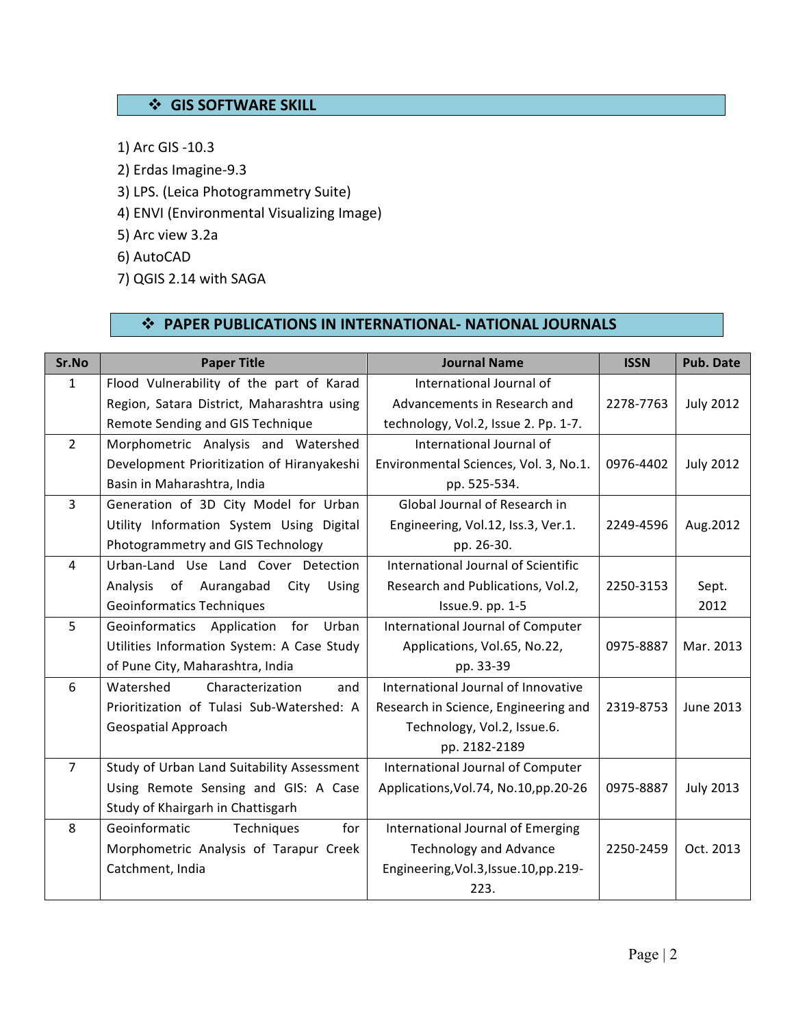## ❖ GIS SOFTWARE SKILL

1) Arc GIS -10.3
2) Erdas Imagine-9.3
3) LPS. (Leica Photogrammetry Suite)
4) ENVI (Environmental Visualizing Image)
5) Arc view 3.2a
6) AutoCAD
7) QGIS 2.14 with SAGA

## ❖ PAPER PUBLICATIONS IN INTERNATIONAL- NATIONAL JOURNALS

| Sr.No | Paper Title | Journal Name | ISSN | Pub. Date |
|---|---|---|---|---|
| 1 | Flood Vulnerability of the part of Karad Region, Satara District, Maharashtra using Remote Sending and GIS Technique | International Journal of Advancements in Research and technology, Vol.2, Issue 2. Pp. 1-7. | 2278-7763 | July 2012 |
| 2 | Morphometric Analysis and Watershed Development Prioritization of Hiranyakeshi Basin in Maharashtra, India | International Journal of Environmental Sciences, Vol. 3, No.1. pp. 525-534. | 0976-4402 | July 2012 |
| 3 | Generation of 3D City Model for Urban Utility Information System Using Digital Photogrammetry and GIS Technology | Global Journal of Research in Engineering, Vol.12, Iss.3, Ver.1. pp. 26-30. | 2249-4596 | Aug.2012 |
| 4 | Urban-Land Use Land Cover Detection Analysis of Aurangabad City Using Geoinformatics Techniques | International Journal of Scientific Research and Publications, Vol.2, Issue.9. pp. 1-5 | 2250-3153 | Sept. 2012 |
| 5 | Geoinformatics Application for Urban Utilities Information System: A Case Study of Pune City, Maharashtra, India | International Journal of Computer Applications, Vol.65, No.22, pp. 33-39 | 0975-8887 | Mar. 2013 |
| 6 | Watershed Characterization and Prioritization of Tulasi Sub-Watershed: A Geospatial Approach | International Journal of Innovative Research in Science, Engineering and Technology, Vol.2, Issue.6. pp. 2182-2189 | 2319-8753 | June 2013 |
| 7 | Study of Urban Land Suitability Assessment Using Remote Sensing and GIS: A Case Study of Khairgarh in Chattisgarh | International Journal of Computer Applications,Vol.74, No.10,pp.20-26 | 0975-8887 | July 2013 |
| 8 | Geoinformatic Techniques for Morphometric Analysis of Tarapur Creek Catchment, India | International Journal of Emerging Technology and Advance Engineering,Vol.3,Issue.10,pp.219-223. | 2250-2459 | Oct. 2013 |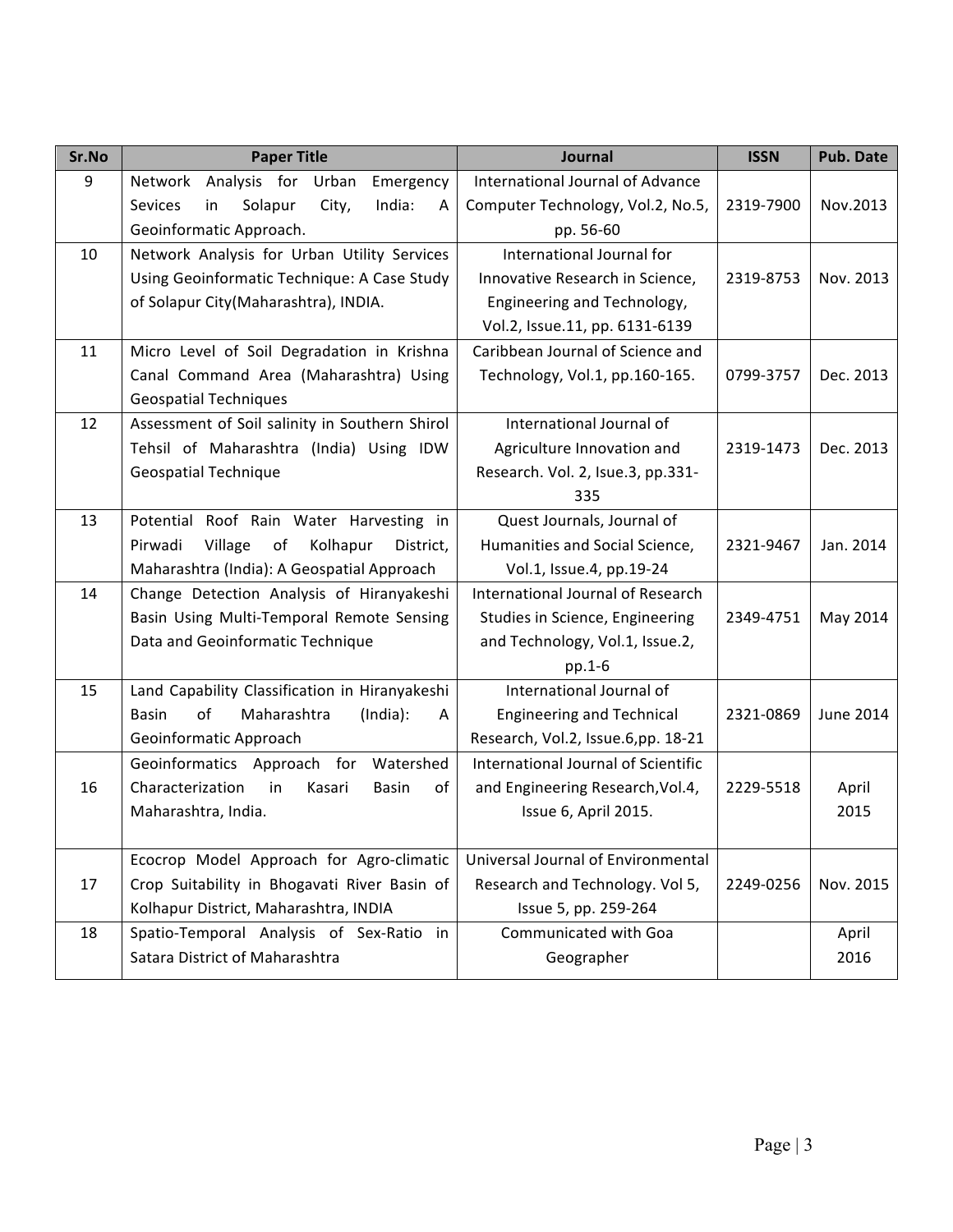| Sr.No | Paper Title | Journal | ISSN | Pub. Date |
|---|---|---|---|---|
| 9 | Network Analysis for Urban Emergency Sevices in Solapur City, India: A Geoinformatic Approach. | International Journal of Advance Computer Technology, Vol.2, No.5, pp. 56-60 | 2319-7900 | Nov.2013 |
| 10 | Network Analysis for Urban Utility Services Using Geoinformatic Technique: A Case Study of Solapur City(Maharashtra), INDIA. | International Journal for Innovative Research in Science, Engineering and Technology, Vol.2, Issue.11, pp. 6131-6139 | 2319-8753 | Nov. 2013 |
| 11 | Micro Level of Soil Degradation in Krishna Canal Command Area (Maharashtra) Using Geospatial Techniques | Caribbean Journal of Science and Technology, Vol.1, pp.160-165. | 0799-3757 | Dec. 2013 |
| 12 | Assessment of Soil salinity in Southern Shirol Tehsil of Maharashtra (India) Using IDW Geospatial Technique | International Journal of Agriculture Innovation and Research. Vol. 2, Issue.3, pp.331-335 | 2319-1473 | Dec. 2013 |
| 13 | Potential Roof Rain Water Harvesting in Pirwadi Village of Kolhapur District, Maharashtra (India): A Geospatial Approach | Quest Journals, Journal of Humanities and Social Science, Vol.1, Issue.4, pp.19-24 | 2321-9467 | Jan. 2014 |
| 14 | Change Detection Analysis of Hiranyakeshi Basin Using Multi-Temporal Remote Sensing Data and Geoinformatic Technique | International Journal of Research Studies in Science, Engineering and Technology, Vol.1, Issue.2, pp.1-6 | 2349-4751 | May 2014 |
| 15 | Land Capability Classification in Hiranyakeshi Basin of Maharashtra (India): A Geoinformatic Approach | International Journal of Engineering and Technical Research, Vol.2, Issue.6,pp. 18-21 | 2321-0869 | June 2014 |
| 16 | Geoinformatics Approach for Watershed Characterization in Kasari Basin of Maharashtra, India. | International Journal of Scientific and Engineering Research,Vol.4, Issue 6, April 2015. | 2229-5518 | April 2015 |
| 17 | Ecocrop Model Approach for Agro-climatic Crop Suitability in Bhogavati River Basin of Kolhapur District, Maharashtra, INDIA | Universal Journal of Environmental Research and Technology. Vol 5, Issue 5, pp. 259-264 | 2249-0256 | Nov. 2015 |
| 18 | Spatio-Temporal Analysis of Sex-Ratio in Satara District of Maharashtra | Communicated with Goa Geographer | | April 2016 |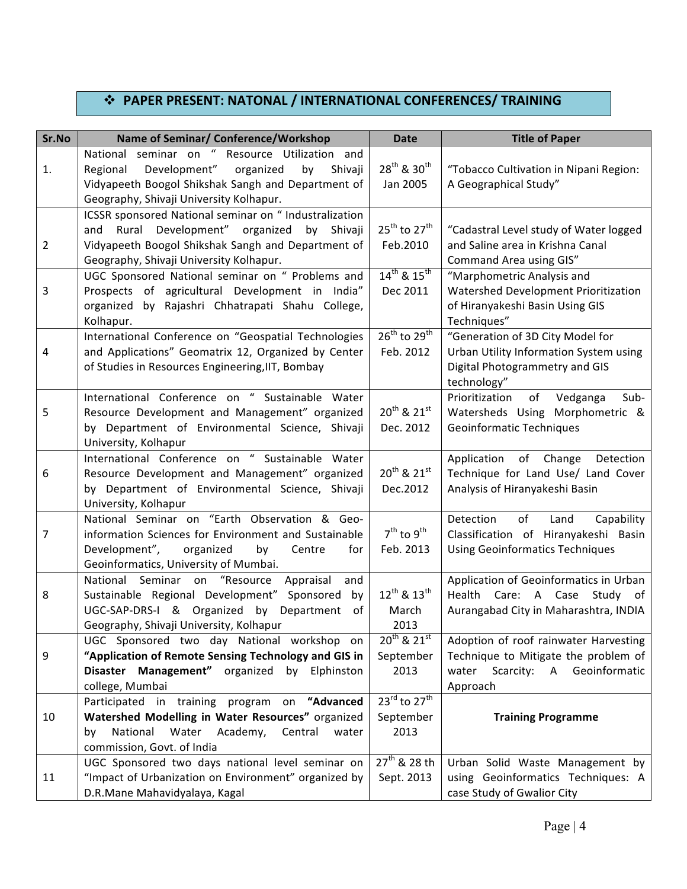## ❖ PAPER PRESENT: NATONAL / INTERNATIONAL CONFERENCES/ TRAINING

| Sr.No | Name of Seminar/ Conference/Workshop | Date | Title of Paper |
|---|---|---|---|
| 1. | National seminar on " Resource Utilization and Regional Development" organized by Shivaji Vidyapeeth Boogol Shikshak Sangh and Department of Geography, Shivaji University Kolhapur. | 28th & 30th Jan 2005 | "Tobacco Cultivation in Nipani Region: A Geographical Study" |
| 2 | ICSSR sponsored National seminar on " Industralization and Rural Development" organized by Shivaji Vidyapeeth Boogol Shikshak Sangh and Department of Geography, Shivaji University Kolhapur. | 25th to 27th Feb.2010 | "Cadastral Level study of Water logged and Saline area in Krishna Canal Command Area using GIS" |
| 3 | UGC Sponsored National seminar on " Problems and Prospects of agricultural Development in India" organized by Rajashri Chhatrapati Shahu College, Kolhapur. | 14th & 15th Dec 2011 | "Marphometric Analysis and Watershed Development Prioritization of Hiranyakeshi Basin Using GIS Techniques" |
| 4 | International Conference on "Geospatial Technologies and Applications" Geomatrix 12, Organized by Center of Studies in Resources Engineering,IIT, Bombay | 26th to 29th Feb. 2012 | "Generation of 3D City Model for Urban Utility Information System using Digital Photogrammetry and GIS technology" |
| 5 | International Conference on " Sustainable Water Resource Development and Management" organized by Department of Environmental Science, Shivaji University, Kolhapur | 20th & 21st Dec. 2012 | Prioritization of Vedganga Sub-Watersheds Using Morphometric & Geoinformatic Techniques |
| 6 | International Conference on " Sustainable Water Resource Development and Management" organized by Department of Environmental Science, Shivaji University, Kolhapur | 20th & 21st Dec.2012 | Application of Change Detection Technique for Land Use/ Land Cover Analysis of Hiranyakeshi Basin |
| 7 | National Seminar on "Earth Observation & Geo-information Sciences for Environment and Sustainable Development", organized by Centre for Geoinformatics, University of Mumbai. | 7th to 9th Feb. 2013 | Detection of Land Capability Classification of Hiranyakeshi Basin Using Geoinformatics Techniques |
| 8 | National Seminar on "Resource Appraisal and Sustainable Regional Development" Sponsored by UGC-SAP-DRS-I & Organized by Department of Geography, Shivaji University, Kolhapur | 12th & 13th March 2013 | Application of Geoinformatics in Urban Health Care: A Case Study of Aurangabad City in Maharashtra, INDIA |
| 9 | UGC Sponsored two day National workshop on **"Application of Remote Sensing Technology and GIS in Disaster Management"** organized by Elphinston college, Mumbai | 20th & 21st September 2013 | Adoption of roof rainwater Harvesting Technique to Mitigate the problem of water Scarcity: A Geoinformatic Approach |
| 10 | Participated in training program on **"Advanced Watershed Modelling in Water Resources"** organized by National Water Academy, Central water commission, Govt. of India | 23rd to 27th September 2013 | **Training Programme** |
| 11 | UGC Sponsored two days national level seminar on "Impact of Urbanization on Environment" organized by D.R.Mane Mahavidyalaya, Kagal | 27th & 28 th Sept. 2013 | Urban Solid Waste Management by using Geoinformatics Techniques: A case Study of Gwalior City |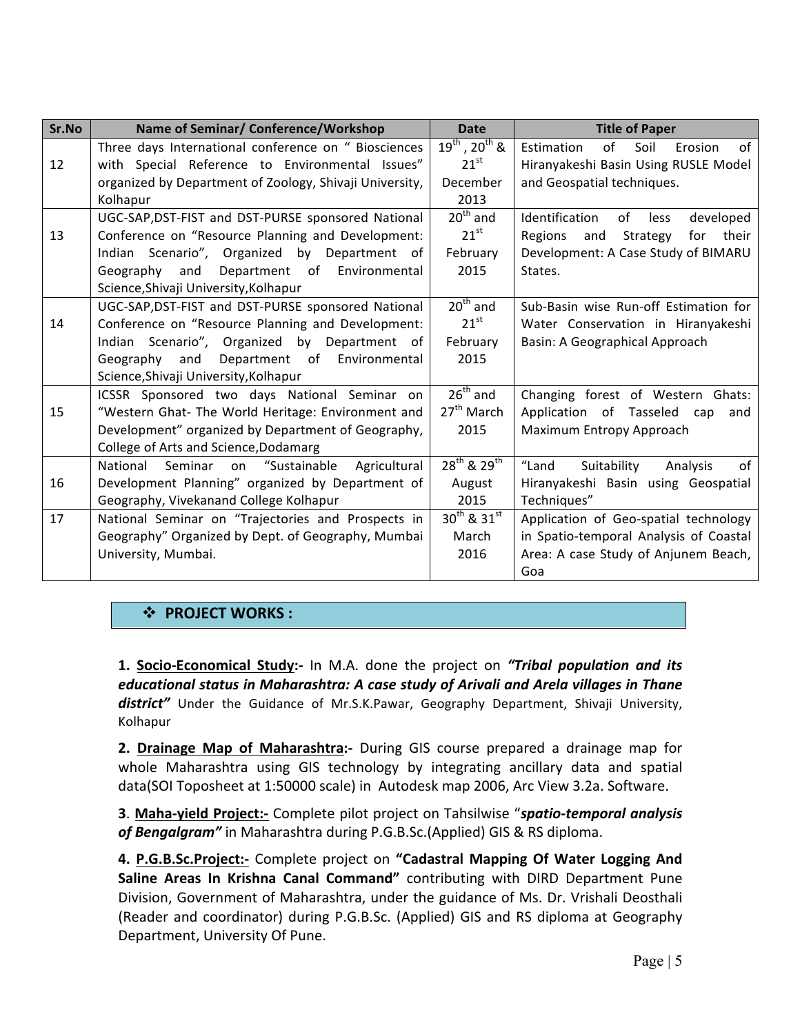| Sr.No | Name of Seminar/ Conference/Workshop | Date | Title of Paper |
|---|---|---|---|
| 12 | Three days International conference on " Biosciences with Special Reference to Environmental Issues" organized by Department of Zoology, Shivaji University, Kolhapur | 19th , 20th & 21st December 2013 | Estimation of Soil Erosion of Hiranyakeshi Basin Using RUSLE Model and Geospatial techniques. |
| 13 | UGC-SAP,DST-FIST and DST-PURSE sponsored National Conference on "Resource Planning and Development: Indian Scenario", Organized by Department of Geography and Department of Environmental Science,Shivaji University,Kolhapur | 20th and 21st February 2015 | Identification of less developed Regions and Strategy for their Development: A Case Study of BIMARU States. |
| 14 | UGC-SAP,DST-FIST and DST-PURSE sponsored National Conference on "Resource Planning and Development: Indian Scenario", Organized by Department of Geography and Department of Environmental Science,Shivaji University,Kolhapur | 20th and 21st February 2015 | Sub-Basin wise Run-off Estimation for Water Conservation in Hiranyakeshi Basin: A Geographical Approach |
| 15 | ICSSR Sponsored two days National Seminar on "Western Ghat- The World Heritage: Environment and Development" organized by Department of Geography, College of Arts and Science,Dodamarg | 26th and 27th March 2015 | Changing forest of Western Ghats: Application of Tasseled cap and Maximum Entropy Approach |
| 16 | National Seminar on "Sustainable Agricultural Development Planning" organized by Department of Geography, Vivekanand College Kolhapur | 28th & 29th August 2015 | "Land Suitability Analysis of Hiranyakeshi Basin using Geospatial Techniques" |
| 17 | National Seminar on "Trajectories and Prospects in Geography" Organized by Dept. of Geography, Mumbai University, Mumbai. | 30th & 31st March 2016 | Application of Geo-spatial technology in Spatio-temporal Analysis of Coastal Area: A case Study of Anjunem Beach, Goa |

## ❖ PROJECT WORKS :

**1. <u>Socio-Economical Study</u>:-** In M.A. done the project on ***"Tribal population and its educational status in Maharashtra: A case study of Arivali and Arela villages in Thane district"*** Under the Guidance of Mr.S.K.Pawar, Geography Department, Shivaji University, Kolhapur

**2. <u>Drainage Map of Maharashtra</u>:-** During GIS course prepared a drainage map for whole Maharashtra using GIS technology by integrating ancillary data and spatial data(SOI Toposheet at 1:50000 scale) in Autodesk map 2006, Arc View 3.2a. Software.

**3**. **<u>Maha-yield Project</u>:-** Complete pilot project on Tahsilwise "***spatio-temporal analysis of Bengalgram"*** in Maharashtra during P.G.B.Sc.(Applied) GIS & RS diploma.

**4. <u>P.G.B.Sc.Project</u>:-** Complete project on **"Cadastral Mapping Of Water Logging And Saline Areas In Krishna Canal Command"** contributing with DIRD Department Pune Division, Government of Maharashtra, under the guidance of Ms. Dr. Vrishali Deosthali (Reader and coordinator) during P.G.B.Sc. (Applied) GIS and RS diploma at Geography Department, University Of Pune.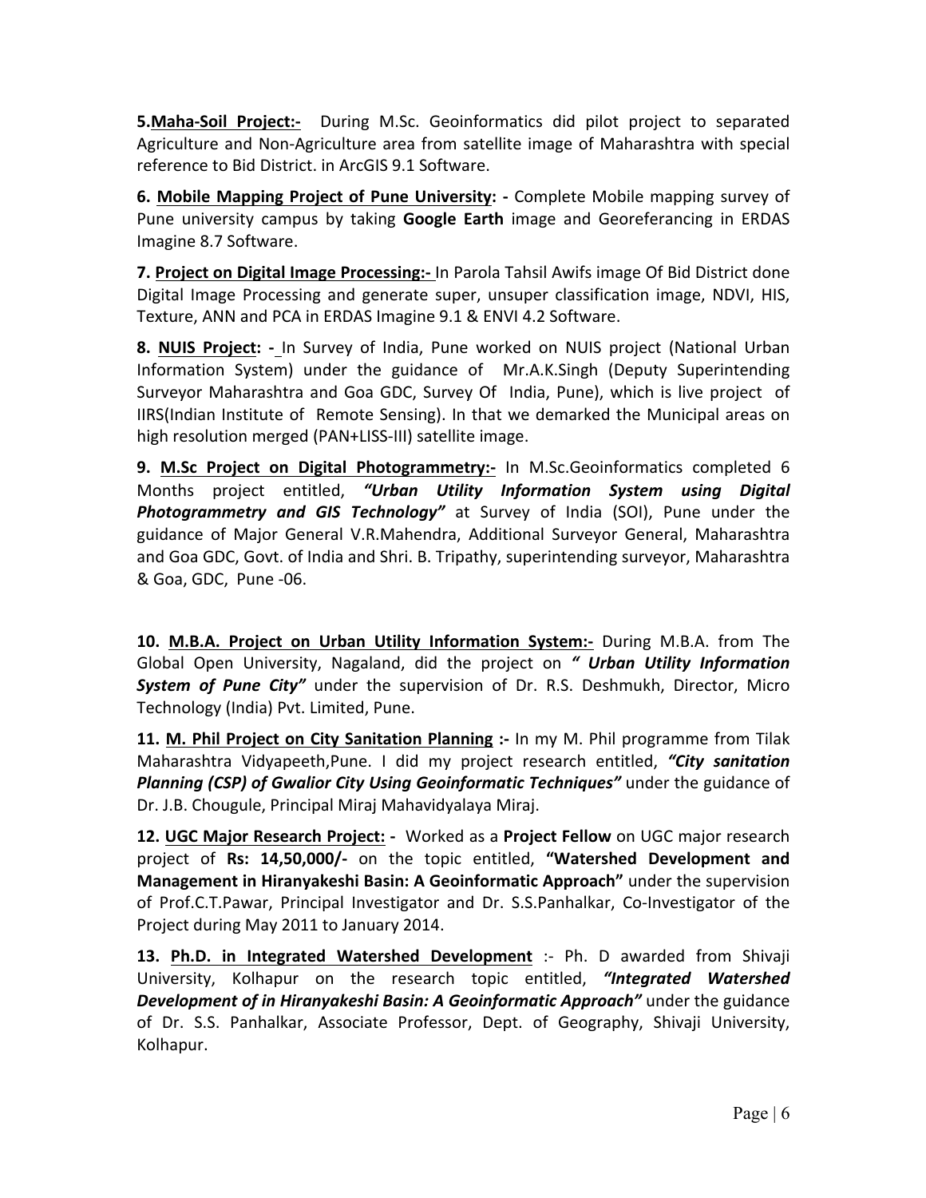**5.Maha-Soil Project:-** During M.Sc. Geoinformatics did pilot project to separated Agriculture and Non-Agriculture area from satellite image of Maharashtra with special reference to Bid District. in ArcGIS 9.1 Software.

**6. Mobile Mapping Project of Pune University: -** Complete Mobile mapping survey of Pune university campus by taking **Google Earth** image and Georeferancing in ERDAS Imagine 8.7 Software.

**7. Project on Digital Image Processing:-** In Parola Tahsil Awifs image Of Bid District done Digital Image Processing and generate super, unsuper classification image, NDVI, HIS, Texture, ANN and PCA in ERDAS Imagine 9.1 & ENVI 4.2 Software.

**8. NUIS Project: -** In Survey of India, Pune worked on NUIS project (National Urban Information System) under the guidance of Mr.A.K.Singh (Deputy Superintending Surveyor Maharashtra and Goa GDC, Survey Of India, Pune), which is live project of IIRS(Indian Institute of Remote Sensing). In that we demarked the Municipal areas on high resolution merged (PAN+LISS-III) satellite image.

**9. M.Sc Project on Digital Photogrammetry:-** In M.Sc.Geoinformatics completed 6 Months project entitled, ***"Urban Utility Information System using Digital Photogrammetry and GIS Technology"*** at Survey of India (SOI), Pune under the guidance of Major General V.R.Mahendra, Additional Surveyor General, Maharashtra and Goa GDC, Govt. of India and Shri. B. Tripathy, superintending surveyor, Maharashtra & Goa, GDC, Pune -06.

**10. M.B.A. Project on Urban Utility Information System:-** During M.B.A. from The Global Open University, Nagaland, did the project on ***" Urban Utility Information System of Pune City"*** under the supervision of Dr. R.S. Deshmukh, Director, Micro Technology (India) Pvt. Limited, Pune.

**11. M. Phil Project on City Sanitation Planning :-** In my M. Phil programme from Tilak Maharashtra Vidyapeeth,Pune. I did my project research entitled, ***"City sanitation Planning (CSP) of Gwalior City Using Geoinformatic Techniques"*** under the guidance of Dr. J.B. Chougule, Principal Miraj Mahavidyalaya Miraj.

**12. UGC Major Research Project: -** Worked as a **Project Fellow** on UGC major research project of **Rs: 14,50,000/-** on the topic entitled, **"Watershed Development and Management in Hiranyakeshi Basin: A Geoinformatic Approach"** under the supervision of Prof.C.T.Pawar, Principal Investigator and Dr. S.S.Panhalkar, Co-Investigator of the Project during May 2011 to January 2014.

**13. Ph.D. in Integrated Watershed Development** :- Ph. D awarded from Shivaji University, Kolhapur on the research topic entitled, ***"Integrated Watershed Development of in Hiranyakeshi Basin: A Geoinformatic Approach"*** under the guidance of Dr. S.S. Panhalkar, Associate Professor, Dept. of Geography, Shivaji University, Kolhapur.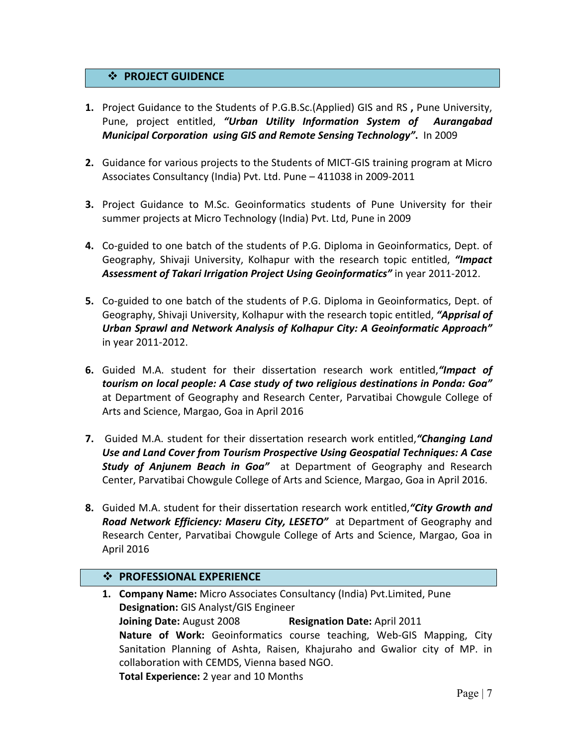## ❖ PROJECT GUIDENCE

1. Project Guidance to the Students of P.G.B.Sc.(Applied) GIS and RS **,** Pune University, Pune, project entitled, ***"Urban Utility Information System of Aurangabad Municipal Corporation using GIS and Remote Sensing Technology".*** In 2009

2. Guidance for various projects to the Students of MICT-GIS training program at Micro Associates Consultancy (India) Pvt. Ltd. Pune – 411038 in 2009-2011

3. Project Guidance to M.Sc. Geoinformatics students of Pune University for their summer projects at Micro Technology (India) Pvt. Ltd, Pune in 2009

4. Co-guided to one batch of the students of P.G. Diploma in Geoinformatics, Dept. of Geography, Shivaji University, Kolhapur with the research topic entitled, ***"Impact Assessment of Takari Irrigation Project Using Geoinformatics"*** in year 2011-2012.

5. Co-guided to one batch of the students of P.G. Diploma in Geoinformatics, Dept. of Geography, Shivaji University, Kolhapur with the research topic entitled, ***"Apprisal of Urban Sprawl and Network Analysis of Kolhapur City: A Geoinformatic Approach"*** in year 2011-2012.

6. Guided M.A. student for their dissertation research work entitled,***"Impact of tourism on local people: A Case study of two religious destinations in Ponda: Goa"*** at Department of Geography and Research Center, Parvatibai Chowgule College of Arts and Science, Margao, Goa in April 2016

7. Guided M.A. student for their dissertation research work entitled,***"Changing Land Use and Land Cover from Tourism Prospective Using Geospatial Techniques: A Case Study of Anjunem Beach in Goa"*** at Department of Geography and Research Center, Parvatibai Chowgule College of Arts and Science, Margao, Goa in April 2016.

8. Guided M.A. student for their dissertation research work entitled,***"City Growth and Road Network Efficiency: Maseru City, LESETO"*** at Department of Geography and Research Center, Parvatibai Chowgule College of Arts and Science, Margao, Goa in April 2016

## ❖ PROFESSIONAL EXPERIENCE

1. **Company Name:** Micro Associates Consultancy (India) Pvt.Limited, Pune
   **Designation:** GIS Analyst/GIS Engineer
   **Joining Date:** August 2008 **Resignation Date:** April 2011
   **Nature of Work:** Geoinformatics course teaching, Web-GIS Mapping, City Sanitation Planning of Ashta, Raisen, Khajuraho and Gwalior city of MP. in collaboration with CEMDS, Vienna based NGO.
   **Total Experience:** 2 year and 10 Months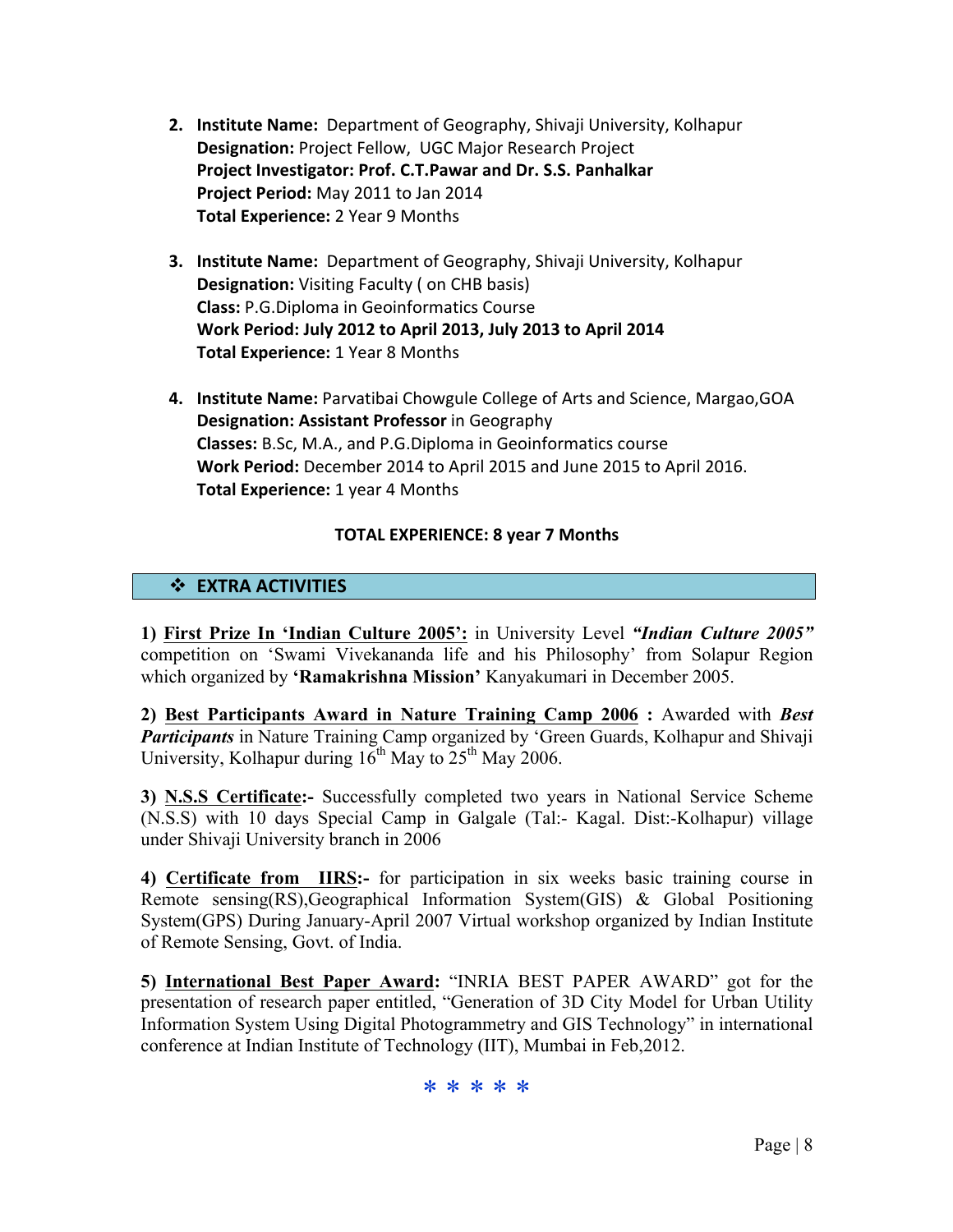2. **Institute Name:** Department of Geography, Shivaji University, Kolhapur
   **Designation:** Project Fellow, UGC Major Research Project
   **Project Investigator: Prof. C.T.Pawar and Dr. S.S. Panhalkar**
   **Project Period:** May 2011 to Jan 2014
   **Total Experience:** 2 Year 9 Months

3. **Institute Name:** Department of Geography, Shivaji University, Kolhapur
   **Designation:** Visiting Faculty ( on CHB basis)
   **Class:** P.G.Diploma in Geoinformatics Course
   **Work Period: July 2012 to April 2013, July 2013 to April 2014**
   **Total Experience:** 1 Year 8 Months

4. **Institute Name:** Parvatibai Chowgule College of Arts and Science, Margao,GOA
   **Designation: Assistant Professor** in Geography
   **Classes:** B.Sc, M.A., and P.G.Diploma in Geoinformatics course
   **Work Period:** December 2014 to April 2015 and June 2015 to April 2016.
   **Total Experience:** 1 year 4 Months

**TOTAL EXPERIENCE: 8 year 7 Months**

## ❖ EXTRA ACTIVITIES

**1) First Prize In 'Indian Culture 2005':** in University Level ***"Indian Culture 2005"*** competition on 'Swami Vivekananda life and his Philosophy' from Solapur Region which organized by **'Ramakrishna Mission'** Kanyakumari in December 2005.

**2) Best Participants Award in Nature Training Camp 2006 :** Awarded with ***Best Participants*** in Nature Training Camp organized by 'Green Guards, Kolhapur and Shivaji University, Kolhapur during 16th May to 25th May 2006.

**3) N.S.S Certificate:-** Successfully completed two years in National Service Scheme (N.S.S) with 10 days Special Camp in Galgale (Tal:- Kagal. Dist:-Kolhapur) village under Shivaji University branch in 2006

**4) Certificate from IIRS:-** for participation in six weeks basic training course in Remote sensing(RS),Geographical Information System(GIS) & Global Positioning System(GPS) During January-April 2007 Virtual workshop organized by Indian Institute of Remote Sensing, Govt. of India.

**5) International Best Paper Award:** "INRIA BEST PAPER AWARD" got for the presentation of research paper entitled, "Generation of 3D City Model for Urban Utility Information System Using Digital Photogrammetry and GIS Technology" in international conference at Indian Institute of Technology (IIT), Mumbai in Feb,2012.

\* \* \* \* \*